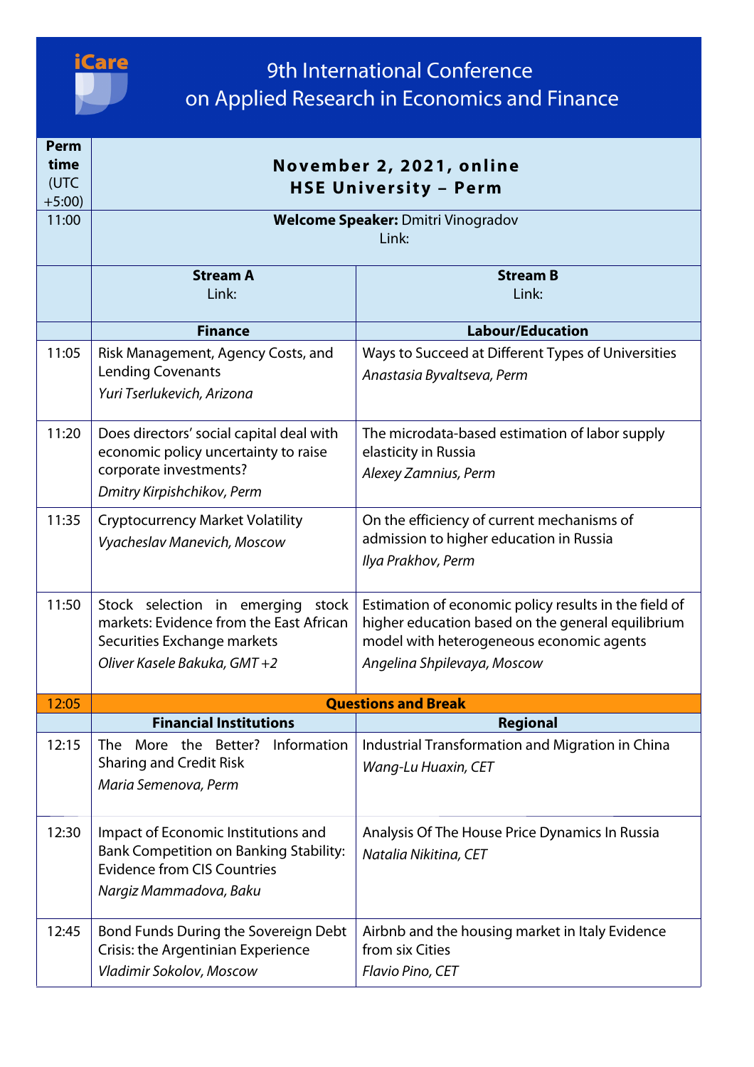iCare

# 9th International Conference on Applied Research in Economics and Finance

| Perm time (UTC +5:00) | November 2, 2021, online<br>HSE University – Perm | |
|---|---|---|
| 11:00 | **Welcome Speaker:** Dmitri Vinogradov<br>Link: | |
| | **Stream A**<br>Link: | **Stream B**<br>Link: |
| | **Finance** | **Labour/Education** |
| 11:05 | Risk Management, Agency Costs, and Lending Covenants<br>*Yuri Tserlukevich, Arizona* | Ways to Succeed at Different Types of Universities<br>*Anastasia Byvaltseva, Perm* |
| 11:20 | Does directors' social capital deal with economic policy uncertainty to raise corporate investments?<br>*Dmitry Kirpishchikov, Perm* | The microdata-based estimation of labor supply elasticity in Russia<br>*Alexey Zamnius, Perm* |
| 11:35 | Cryptocurrency Market Volatility<br>*Vyacheslav Manevich, Moscow* | On the efficiency of current mechanisms of admission to higher education in Russia<br>*Ilya Prakhov, Perm* |
| 11:50 | Stock selection in emerging stock markets: Evidence from the East African Securities Exchange markets<br>*Oliver Kasele Bakuka, GMT +2* | Estimation of economic policy results in the field of higher education based on the general equilibrium model with heterogeneous economic agents<br>*Angelina Shpilevaya, Moscow* |
| 12:05 | **Questions and Break** | |
| | **Financial Institutions** | **Regional** |
| 12:15 | The More the Better? Information Sharing and Credit Risk<br>*Maria Semenova, Perm* | Industrial Transformation and Migration in China<br>*Wang-Lu Huaxin, CET* |
| 12:30 | Impact of Economic Institutions and Bank Competition on Banking Stability: Evidence from CIS Countries<br>*Nargiz Mammadova, Baku* | Analysis Of The House Price Dynamics In Russia<br>*Natalia Nikitina, CET* |
| 12:45 | Bond Funds During the Sovereign Debt Crisis: the Argentinian Experience<br>*Vladimir Sokolov, Moscow* | Airbnb and the housing market in Italy Evidence from six Cities<br>*Flavio Pino, CET* |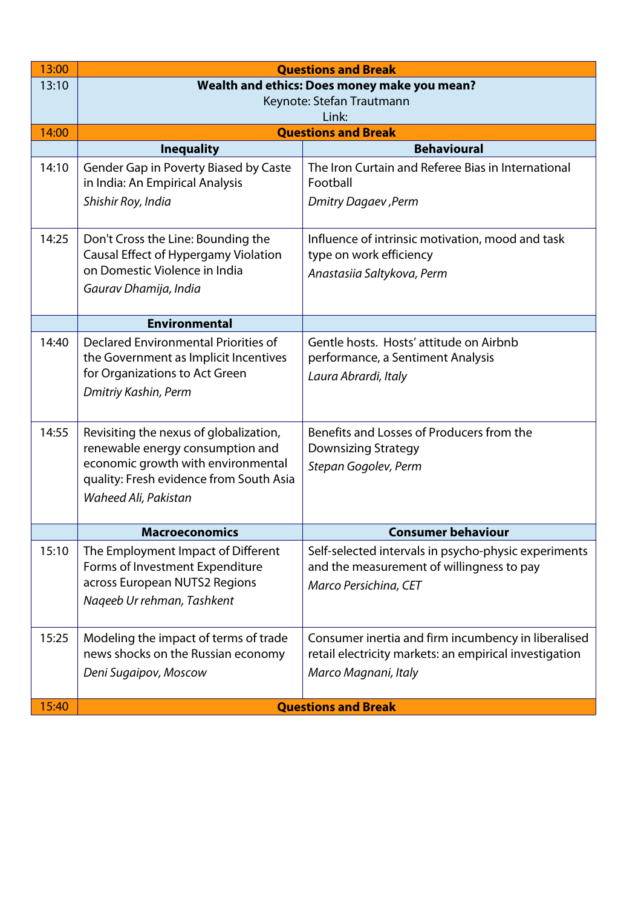| | | |
|---|---|---|
| 13:00 | **Questions and Break** | |
| 13:10 | **Wealth and ethics: Does money make you mean?**<br>Keynote: Stefan Trautmann<br>Link: | |
| 14:00 | **Questions and Break** | |
| | **Inequality** | **Behavioural** |
| 14:10 | Gender Gap in Poverty Biased by Caste in India: An Empirical Analysis<br>*Shishir Roy, India* | The Iron Curtain and Referee Bias in International Football<br>*Dmitry Dagaev ,Perm* |
| 14:25 | Don't Cross the Line: Bounding the Causal Effect of Hypergamy Violation on Domestic Violence in India<br>*Gaurav Dhamija, India* | Influence of intrinsic motivation, mood and task type on work efficiency<br>*Anastasiia Saltykova, Perm* |
| | **Environmental** | |
| 14:40 | Declared Environmental Priorities of the Government as Implicit Incentives for Organizations to Act Green<br>*Dmitriy Kashin, Perm* | Gentle hosts. Hosts' attitude on Airbnb performance, a Sentiment Analysis<br>*Laura Abrardi, Italy* |
| 14:55 | Revisiting the nexus of globalization, renewable energy consumption and economic growth with environmental quality: Fresh evidence from South Asia<br>*Waheed Ali, Pakistan* | Benefits and Losses of Producers from the Downsizing Strategy<br>*Stepan Gogolev, Perm* |
| | **Macroeconomics** | **Consumer behaviour** |
| 15:10 | The Employment Impact of Different Forms of Investment Expenditure across European NUTS2 Regions<br>*Naqeeb Ur rehman, Tashkent* | Self-selected intervals in psycho-physic experiments and the measurement of willingness to pay<br>*Marco Persichina, CET* |
| 15:25 | Modeling the impact of terms of trade news shocks on the Russian economy<br>*Deni Sugaipov, Moscow* | Consumer inertia and firm incumbency in liberalised retail electricity markets: an empirical investigation<br>*Marco Magnani, Italy* |
| 15:40 | **Questions and Break** | |